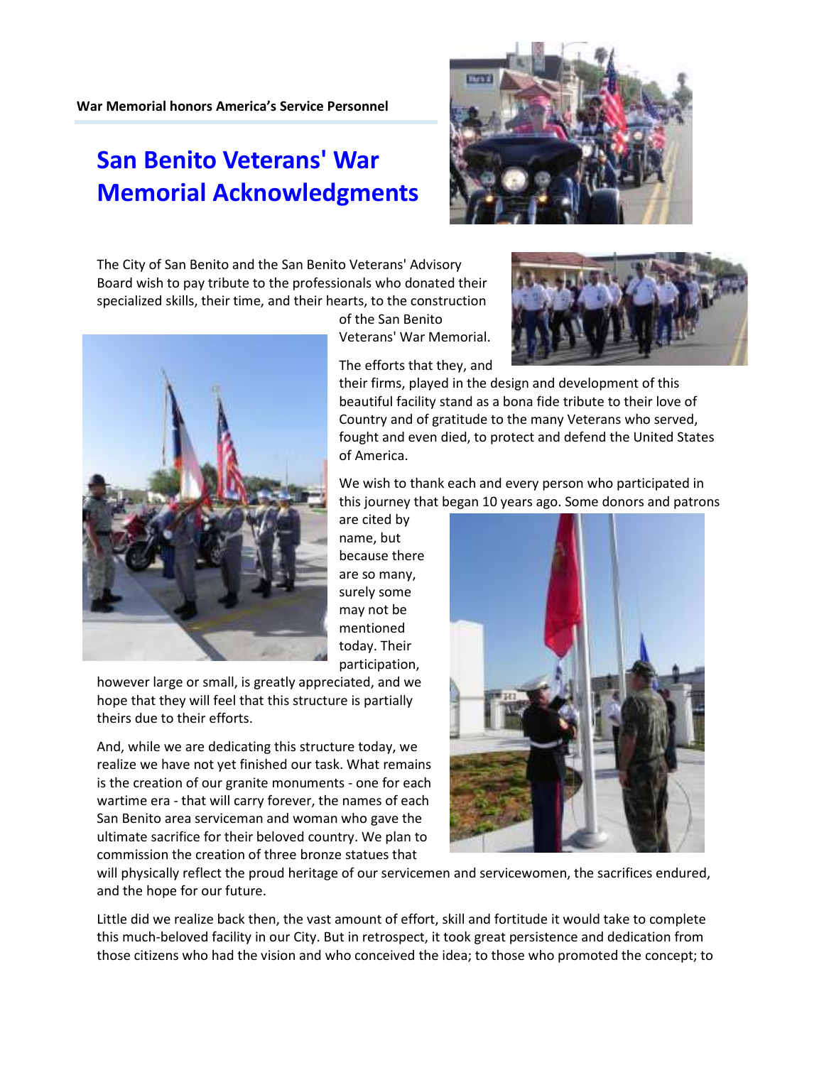**War Memorial honors America's Service Personnel**

# San Benito Veterans' War Memorial Acknowledgments

The City of San Benito and the San Benito Veterans' Advisory Board wish to pay tribute to the professionals who donated their specialized skills, their time, and their hearts, to the construction of the San Benito Veterans' War Memorial.

The efforts that they, and their firms, played in the design and development of this beautiful facility stand as a bona fide tribute to their love of Country and of gratitude to the many Veterans who served, fought and even died, to protect and defend the United States of America.

We wish to thank each and every person who participated in this journey that began 10 years ago. Some donors and patrons are cited by name, but because there are so many, surely some may not be mentioned today. Their participation, however large or small, is greatly appreciated, and we hope that they will feel that this structure is partially theirs due to their efforts.

And, while we are dedicating this structure today, we realize we have not yet finished our task. What remains is the creation of our granite monuments - one for each wartime era - that will carry forever, the names of each San Benito area serviceman and woman who gave the ultimate sacrifice for their beloved country. We plan to commission the creation of three bronze statues that will physically reflect the proud heritage of our servicemen and servicewomen, the sacrifices endured, and the hope for our future.

Little did we realize back then, the vast amount of effort, skill and fortitude it would take to complete this much-beloved facility in our City. But in retrospect, it took great persistence and dedication from those citizens who had the vision and who conceived the idea; to those who promoted the concept; to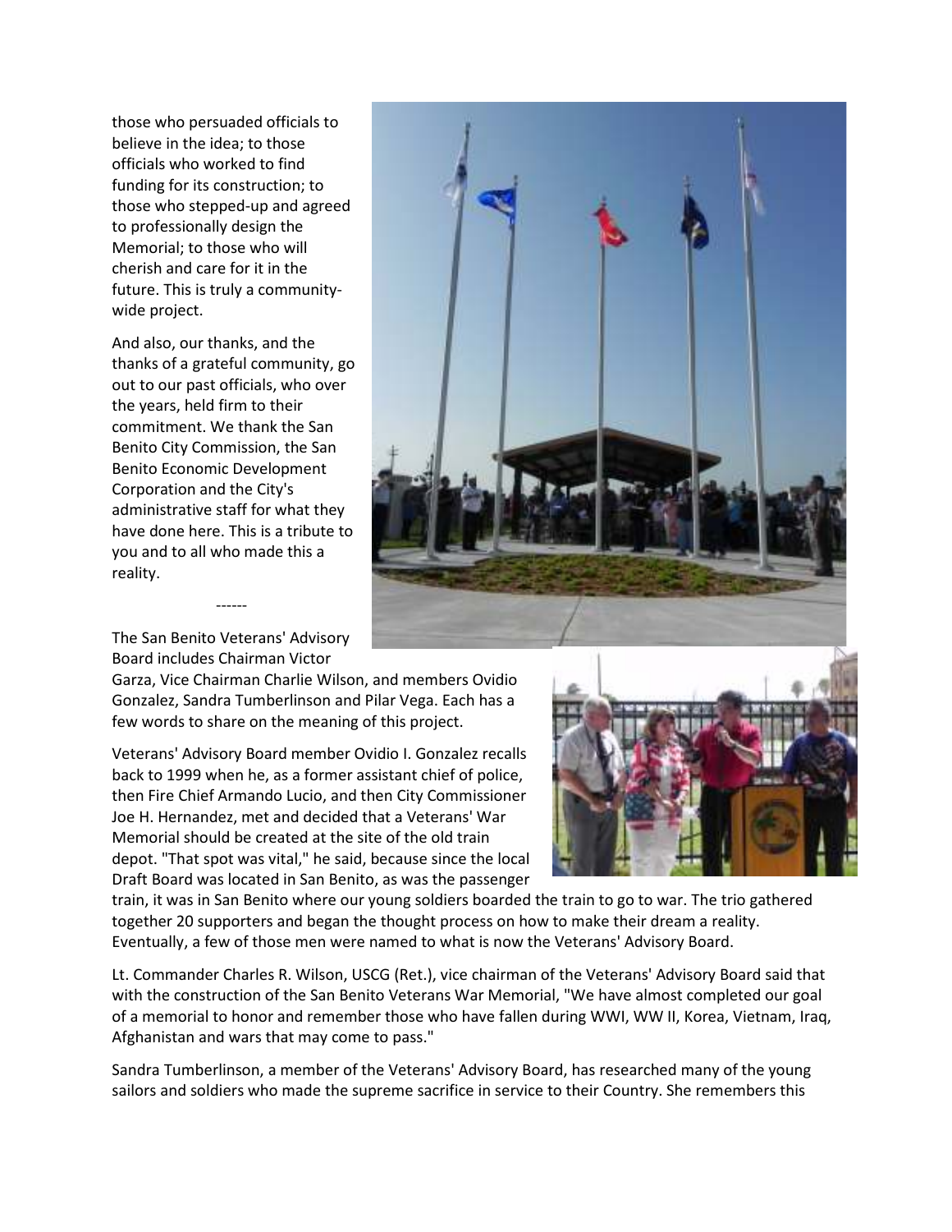those who persuaded officials to believe in the idea; to those officials who worked to find funding for its construction; to those who stepped-up and agreed to professionally design the Memorial; to those who will cherish and care for it in the future. This is truly a community-wide project.

And also, our thanks, and the thanks of a grateful community, go out to our past officials, who over the years, held firm to their commitment. We thank the San Benito City Commission, the San Benito Economic Development Corporation and the City's administrative staff for what they have done here. This is a tribute to you and to all who made this a reality.

------

The San Benito Veterans' Advisory Board includes Chairman Victor Garza, Vice Chairman Charlie Wilson, and members Ovidio Gonzalez, Sandra Tumberlinson and Pilar Vega. Each has a few words to share on the meaning of this project.

Veterans' Advisory Board member Ovidio I. Gonzalez recalls back to 1999 when he, as a former assistant chief of police, then Fire Chief Armando Lucio, and then City Commissioner Joe H. Hernandez, met and decided that a Veterans' War Memorial should be created at the site of the old train depot. "That spot was vital," he said, because since the local Draft Board was located in San Benito, as was the passenger train, it was in San Benito where our young soldiers boarded the train to go to war. The trio gathered together 20 supporters and began the thought process on how to make their dream a reality. Eventually, a few of those men were named to what is now the Veterans' Advisory Board.

Lt. Commander Charles R. Wilson, USCG (Ret.), vice chairman of the Veterans' Advisory Board said that with the construction of the San Benito Veterans War Memorial, "We have almost completed our goal of a memorial to honor and remember those who have fallen during WWI, WW II, Korea, Vietnam, Iraq, Afghanistan and wars that may come to pass."

Sandra Tumberlinson, a member of the Veterans' Advisory Board, has researched many of the young sailors and soldiers who made the supreme sacrifice in service to their Country. She remembers this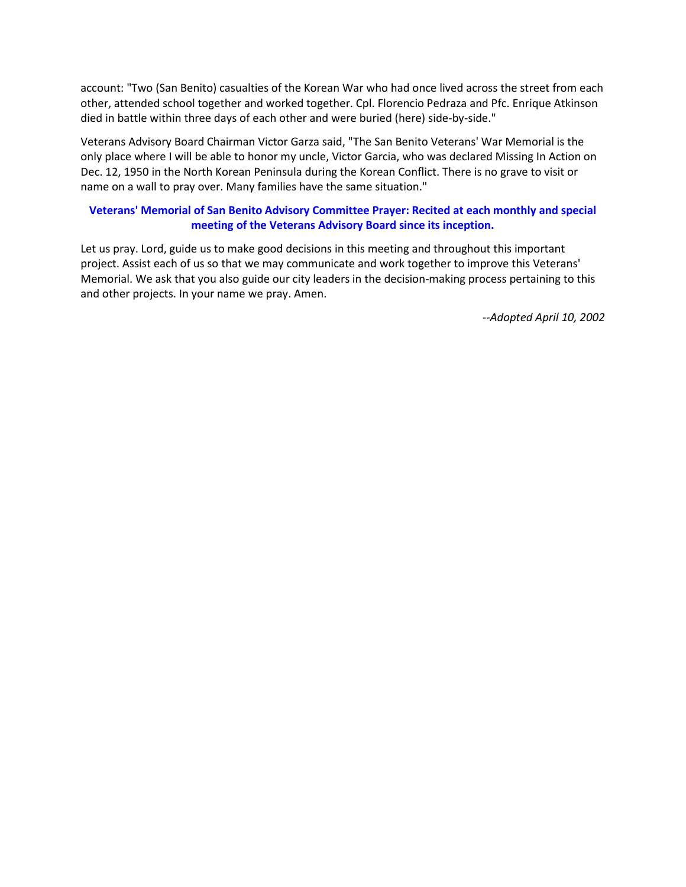account: "Two (San Benito) casualties of the Korean War who had once lived across the street from each other, attended school together and worked together. Cpl. Florencio Pedraza and Pfc. Enrique Atkinson died in battle within three days of each other and were buried (here) side-by-side."

Veterans Advisory Board Chairman Victor Garza said, "The San Benito Veterans' War Memorial is the only place where I will be able to honor my uncle, Victor Garcia, who was declared Missing In Action on Dec. 12, 1950 in the North Korean Peninsula during the Korean Conflict. There is no grave to visit or name on a wall to pray over. Many families have the same situation."

**Veterans' Memorial of San Benito Advisory Committee Prayer: Recited at each monthly and special meeting of the Veterans Advisory Board since its inception.**

Let us pray. Lord, guide us to make good decisions in this meeting and throughout this important project. Assist each of us so that we may communicate and work together to improve this Veterans' Memorial. We ask that you also guide our city leaders in the decision-making process pertaining to this and other projects. In your name we pray. Amen.

*--Adopted April 10, 2002*